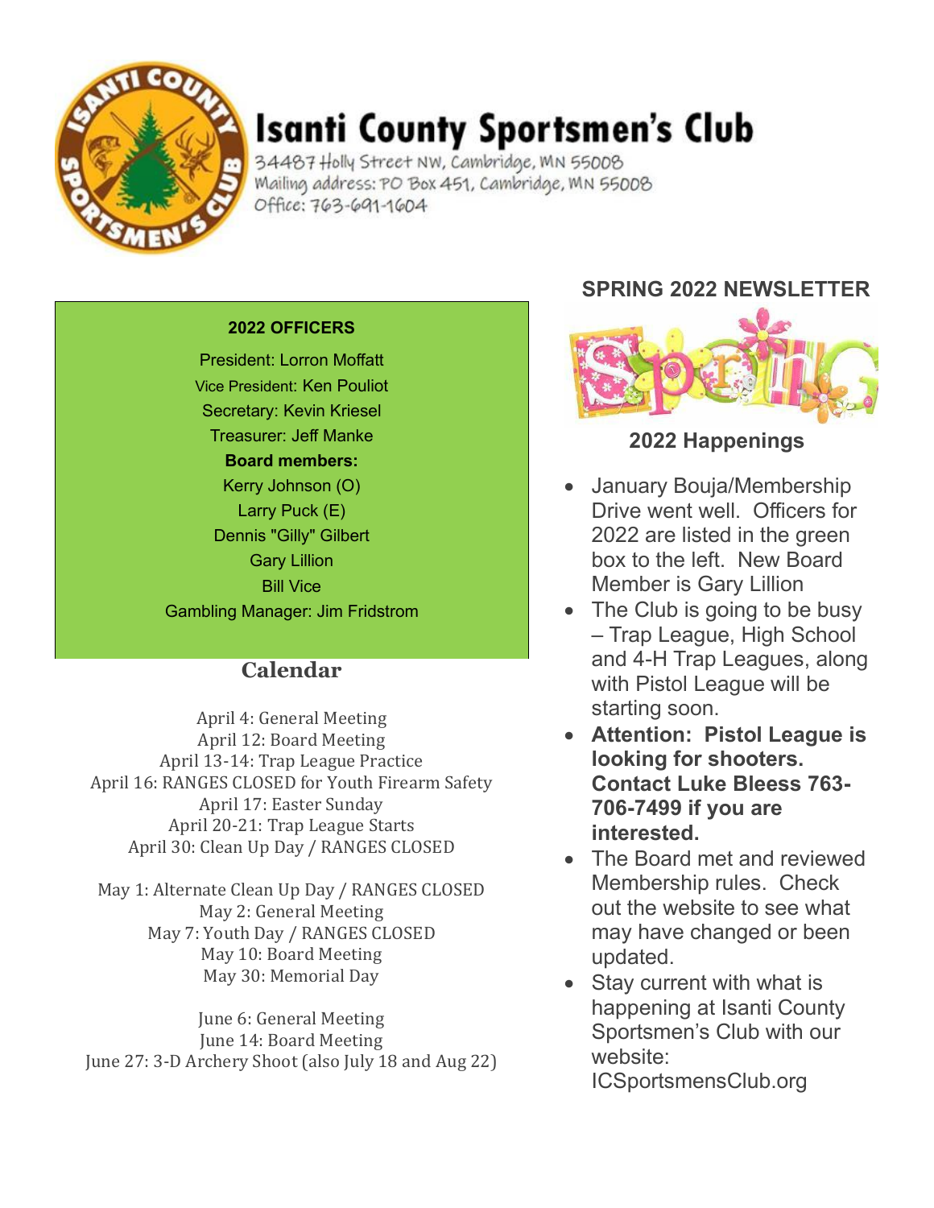# Isanti County Sportsmen's Club

34487 Holly Street NW, Cambridge, MN 55008
Mailing address: PO Box 451, Cambridge, MN 55008
Office: 763-691-1604

**2022 OFFICERS**

President: Lorron Moffatt
Vice President: Ken Pouliot
Secretary: Kevin Kriesel
Treasurer: Jeff Manke

**Board members:**

Kerry Johnson (O)
Larry Puck (E)
Dennis "Gilly" Gilbert
Gary Lillion
Bill Vice
Gambling Manager: Jim Fridstrom

## Calendar

April 4: General Meeting
April 12: Board Meeting
April 13-14: Trap League Practice
April 16: RANGES CLOSED for Youth Firearm Safety
April 17: Easter Sunday
April 20-21: Trap League Starts
April 30: Clean Up Day / RANGES CLOSED

May 1: Alternate Clean Up Day / RANGES CLOSED
May 2: General Meeting
May 7: Youth Day / RANGES CLOSED
May 10: Board Meeting
May 30: Memorial Day

June 6: General Meeting
June 14: Board Meeting
June 27: 3-D Archery Shoot (also July 18 and Aug 22)

## SPRING 2022 NEWSLETTER

### 2022 Happenings

- January Bouja/Membership Drive went well. Officers for 2022 are listed in the green box to the left. New Board Member is Gary Lillion
- The Club is going to be busy – Trap League, High School and 4-H Trap Leagues, along with Pistol League will be starting soon.
- **Attention: Pistol League is looking for shooters. Contact Luke Bleess 763-706-7499 if you are interested.**
- The Board met and reviewed Membership rules. Check out the website to see what may have changed or been updated.
- Stay current with what is happening at Isanti County Sportsmen's Club with our website: ICSportsmensClub.org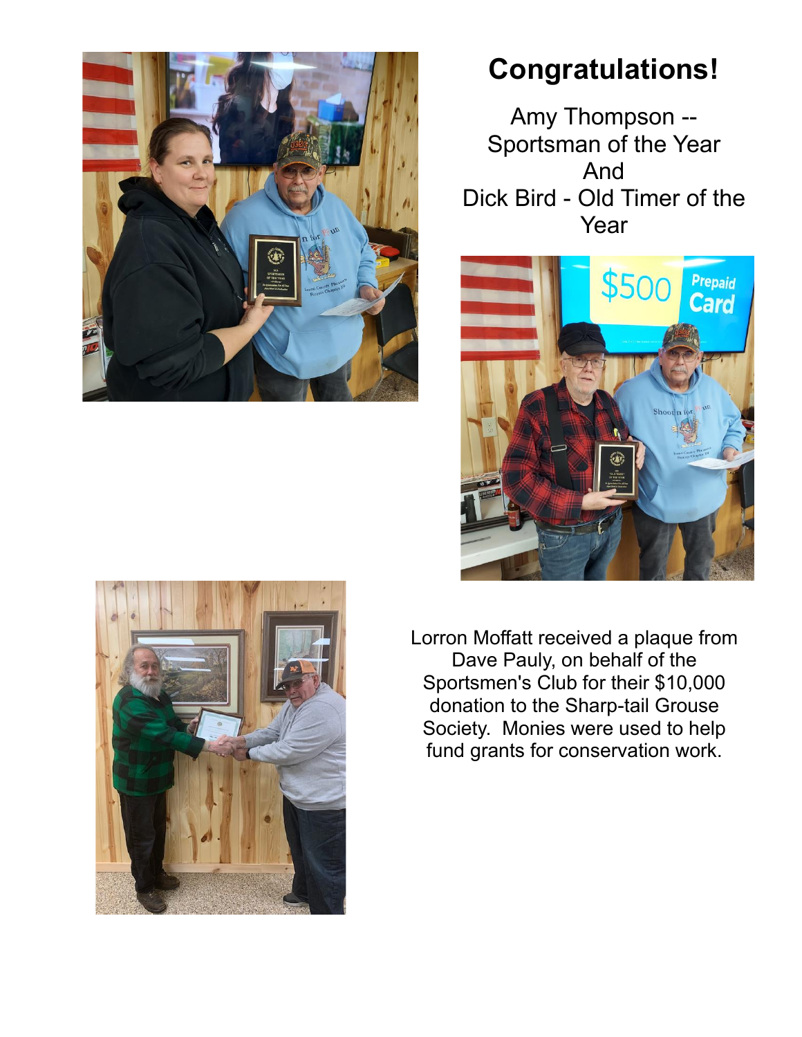# Congratulations!

Amy Thompson -- Sportsman of the Year And Dick Bird - Old Timer of the Year

Lorron Moffatt received a plaque from Dave Pauly, on behalf of the Sportsmen's Club for their $10,000 donation to the Sharp-tail Grouse Society. Monies were used to help fund grants for conservation work.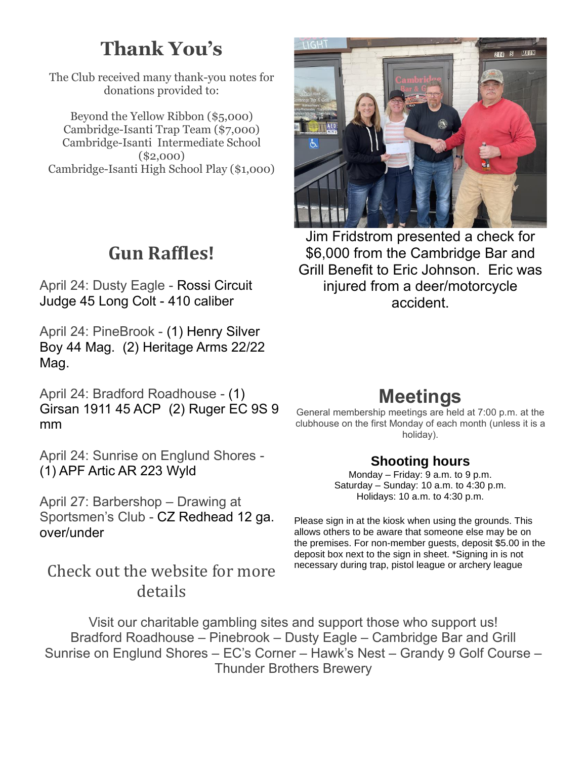## Thank You's

The Club received many thank-you notes for donations provided to:

Beyond the Yellow Ribbon ($5,000)
Cambridge-Isanti Trap Team ($7,000)
Cambridge-Isanti Intermediate School ($2,000)
Cambridge-Isanti High School Play ($1,000)

Jim Fridstrom presented a check for $6,000 from the Cambridge Bar and Grill Benefit to Eric Johnson. Eric was injured from a deer/motorcycle accident.

## Gun Raffles!

April 24: Dusty Eagle - Rossi Circuit Judge 45 Long Colt - 410 caliber

April 24: PineBrook - (1) Henry Silver Boy 44 Mag. (2) Heritage Arms 22/22 Mag.

April 24: Bradford Roadhouse - (1) Girsan 1911 45 ACP (2) Ruger EC 9S 9 mm

April 24: Sunrise on Englund Shores - (1) APF Artic AR 223 Wyld

April 27: Barbershop – Drawing at Sportsmen's Club - CZ Redhead 12 ga. over/under

Check out the website for more details

## Meetings

General membership meetings are held at 7:00 p.m. at the clubhouse on the first Monday of each month (unless it is a holiday).

### Shooting hours

Monday – Friday: 9 a.m. to 9 p.m.
Saturday – Sunday: 10 a.m. to 4:30 p.m.
Holidays: 10 a.m. to 4:30 p.m.

Please sign in at the kiosk when using the grounds. This allows others to be aware that someone else may be on the premises. For non-member guests, deposit $5.00 in the deposit box next to the sign in sheet. *Signing in is not necessary during trap, pistol league or archery league

Visit our charitable gambling sites and support those who support us!
Bradford Roadhouse – Pinebrook – Dusty Eagle – Cambridge Bar and Grill
Sunrise on Englund Shores – EC's Corner – Hawk's Nest – Grandy 9 Golf Course – Thunder Brothers Brewery